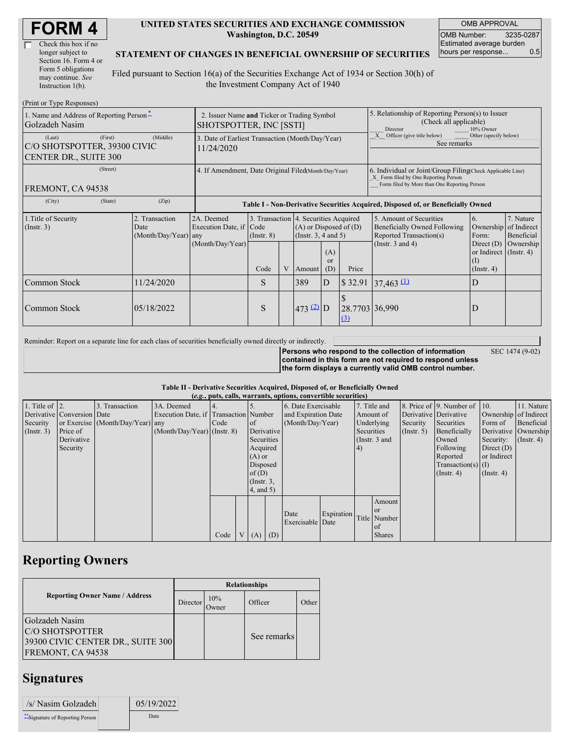# FORM 4

☐ Check this box if no longer subject to Section 16. Form 4 or Form 5 obligations may continue. *See* Instruction 1(b).

**UNITED STATES SECURITIES AND EXCHANGE COMMISSION**
**Washington, D.C. 20549**

**STATEMENT OF CHANGES IN BENEFICIAL OWNERSHIP OF SECURITIES**

Filed pursuant to Section 16(a) of the Securities Exchange Act of 1934 or Section 30(h) of the Investment Company Act of 1940

| OMB APPROVAL | |
|---|---|
| OMB Number: | 3235-0287 |
| Estimated average burden hours per response... | 0.5 |

(Print or Type Responses)

| 1. Name and Address of Reporting Person * | 2. Issuer Name **and** Ticker or Trading Symbol | 5. Relationship of Reporting Person(s) to Issuer (Check all applicable) |
|---|---|---|
| Golzadeh Nasim | SHOTSPOTTER, INC [SSTI] | ___ Director ___ 10% Owner<br>_X_ Officer (give title below) ___ Other (specify below)<br>See remarks |
| (Last) (First) (Middle)<br>C/O SHOTSPOTTER, 39300 CIVIC CENTER DR., SUITE 300 | 3. Date of Earliest Transaction (Month/Day/Year)<br>11/24/2020 | |
| (Street)<br>FREMONT, CA 94538 | 4. If Amendment, Date Original Filed(Month/Day/Year) | 6. Individual or Joint/Group Filing(Check Applicable Line)<br>_X_ Form filed by One Reporting Person<br>___ Form filed by More than One Reporting Person |
| (City) (State) (Zip) | | |

**Table I - Non-Derivative Securities Acquired, Disposed of, or Beneficially Owned**

| 1.Title of Security (Instr. 3) | 2. Transaction Date (Month/Day/Year) | 2A. Deemed Execution Date, if any (Month/Day/Year) | 3. Transaction Code (Instr. 8) | | 4. Securities Acquired (A) or Disposed of (D) (Instr. 3, 4 and 5) | | | 5. Amount of Securities Beneficially Owned Following Reported Transaction(s) (Instr. 3 and 4) | 6. Ownership Form: Direct (D) or Indirect (I) (Instr. 4) | 7. Nature of Indirect Beneficial Ownership (Instr. 4) |
|---|---|---|---|---|---|---|---|---|---|---|
| | | | Code | V | Amount | (A) or (D) | Price | | | |
| Common Stock | 11/24/2020 | | S | | 389 | D | $ 32.91 | 37,463 (1) | D | |
| Common Stock | 05/18/2022 | | S | | 473 (2) | D | $ 28.7703 (3) | 36,990 | D | |

Reminder: Report on a separate line for each class of securities beneficially owned directly or indirectly.

**Persons who respond to the collection of information contained in this form are not required to respond unless the form displays a currently valid OMB control number.** SEC 1474 (9-02)

**Table II - Derivative Securities Acquired, Disposed of, or Beneficially Owned**
**(*e.g.*, puts, calls, warrants, options, convertible securities)**

| 1. Title of Derivative Security (Instr. 3) | 2. Conversion or Exercise Price of Derivative Security | 3. Transaction Date (Month/Day/Year) | 3A. Deemed Execution Date, if any (Month/Day/Year) | 4. Transaction Code (Instr. 8) | | 5. Number of Derivative Securities Acquired (A) or Disposed of (D) (Instr. 3, 4, and 5) | | 6. Date Exercisable and Expiration Date (Month/Day/Year) | | 7. Title and Amount of Underlying Securities (Instr. 3 and 4) | | 8. Price of Derivative Security (Instr. 5) | 9. Number of Derivative Securities Beneficially Owned Following Reported Transaction(s) (Instr. 4) | 10. Ownership Form of Derivative Security: Direct (D) or Indirect (I) (Instr. 4) | 11. Nature of Indirect Beneficial Ownership (Instr. 4) |
|---|---|---|---|---|---|---|---|---|---|---|---|---|---|---|---|
| | | | | Code | V | (A) | (D) | Date Exercisable | Expiration Date | Title | Amount or Number of Shares | | | | |

## Reporting Owners

| Reporting Owner Name / Address | Relationships | | | |
|---|---|---|---|---|
| | Director | 10% Owner | Officer | Other |
| Golzadeh Nasim<br>C/O SHOTSPOTTER<br>39300 CIVIC CENTER DR., SUITE 300<br>FREMONT, CA 94538 | | | See remarks | |

## Signatures

| /s/ Nasim Golzadeh | 05/19/2022 |
|---|---|
| **Signature of Reporting Person | Date |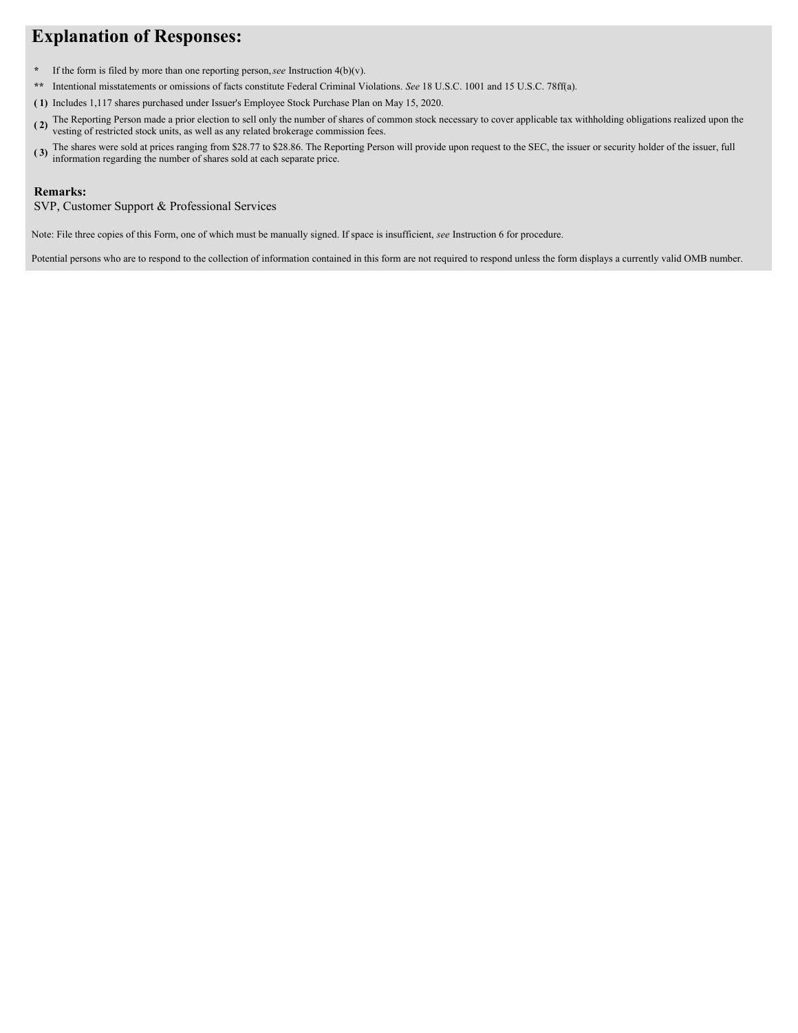## Explanation of Responses:

\* If the form is filed by more than one reporting person, *see* Instruction 4(b)(v).

** Intentional misstatements or omissions of facts constitute Federal Criminal Violations. *See* 18 U.S.C. 1001 and 15 U.S.C. 78ff(a).

**( 1)** Includes 1,117 shares purchased under Issuer's Employee Stock Purchase Plan on May 15, 2020.

**( 2)** The Reporting Person made a prior election to sell only the number of shares of common stock necessary to cover applicable tax withholding obligations realized upon the vesting of restricted stock units, as well as any related brokerage commission fees.

**( 3)** The shares were sold at prices ranging from $28.77 to $28.86. The Reporting Person will provide upon request to the SEC, the issuer or security holder of the issuer, full information regarding the number of shares sold at each separate price.

**Remarks:**
SVP, Customer Support & Professional Services

Note: File three copies of this Form, one of which must be manually signed. If space is insufficient, *see* Instruction 6 for procedure.

Potential persons who are to respond to the collection of information contained in this form are not required to respond unless the form displays a currently valid OMB number.